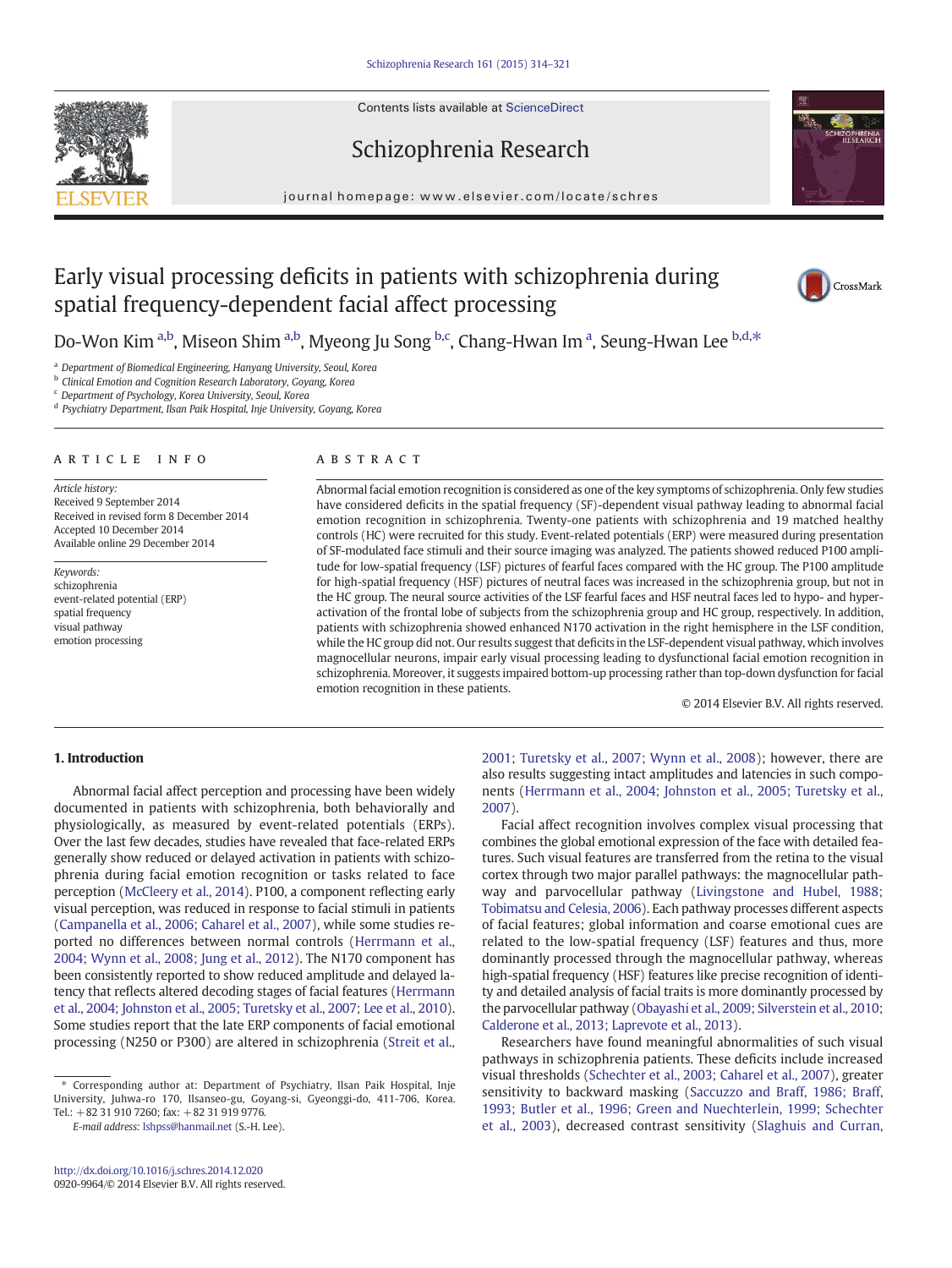# Early visual processing deficits in patients with schizophrenia during spatial frequency-dependent facial affect processing

Do-Won Kim [a,b], Miseon Shim [a,b], Myeong Ju Song [b,c], Chang-Hwan Im [a], Seung-Hwan Lee [b,d,*]

[a] Department of Biomedical Engineering, Hanyang University, Seoul, Korea
[b] Clinical Emotion and Cognition Research Laboratory, Goyang, Korea
[c] Department of Psychology, Korea University, Seoul, Korea
[d] Psychiatry Department, Ilsan Paik Hospital, Inje University, Goyang, Korea

## ARTICLE INFO

*Article history:*
Received 9 September 2014
Received in revised form 8 December 2014
Accepted 10 December 2014
Available online 29 December 2014

*Keywords:*
schizophrenia
event-related potential (ERP)
spatial frequency
visual pathway
emotion processing

## ABSTRACT

Abnormal facial emotion recognition is considered as one of the key symptoms of schizophrenia. Only few studies have considered deficits in the spatial frequency (SF)-dependent visual pathway leading to abnormal facial emotion recognition in schizophrenia. Twenty-one patients with schizophrenia and 19 matched healthy controls (HC) were recruited for this study. Event-related potentials (ERP) were measured during presentation of SF-modulated face stimuli and their source imaging was analyzed. The patients showed reduced P100 amplitude for low-spatial frequency (LSF) pictures of fearful faces compared with the HC group. The P100 amplitude for high-spatial frequency (HSF) pictures of neutral faces was increased in the schizophrenia group, but not in the HC group. The neural source activities of the LSF fearful faces and HSF neutral faces led to hypo- and hyper-activation of the frontal lobe of subjects from the schizophrenia group and HC group, respectively. In addition, patients with schizophrenia showed enhanced N170 activation in the right hemisphere in the LSF condition, while the HC group did not. Our results suggest that deficits in the LSF-dependent visual pathway, which involves magnocellular neurons, impair early visual processing leading to dysfunctional facial emotion recognition in schizophrenia. Moreover, it suggests impaired bottom-up processing rather than top-down dysfunction for facial emotion recognition in these patients.

© 2014 Elsevier B.V. All rights reserved.

## 1. Introduction

Abnormal facial affect perception and processing have been widely documented in patients with schizophrenia, both behaviorally and physiologically, as measured by event-related potentials (ERPs). Over the last few decades, studies have revealed that face-related ERPs generally show reduced or delayed activation in patients with schizophrenia during facial emotion recognition or tasks related to face perception (McCleery et al., 2014). P100, a component reflecting early visual perception, was reduced in response to facial stimuli in patients (Campanella et al., 2006; Caharel et al., 2007), while some studies reported no differences between normal controls (Herrmann et al., 2004; Wynn et al., 2008; Jung et al., 2012). The N170 component has been consistently reported to show reduced amplitude and delayed latency that reflects altered decoding stages of facial features (Herrmann et al., 2004; Johnston et al., 2005; Turetsky et al., 2007; Lee et al., 2010). Some studies report that the late ERP components of facial emotional processing (N250 or P300) are altered in schizophrenia (Streit et al., 2001; Turetsky et al., 2007; Wynn et al., 2008); however, there are also results suggesting intact amplitudes and latencies in such components (Herrmann et al., 2004; Johnston et al., 2005; Turetsky et al., 2007).

Facial affect recognition involves complex visual processing that combines the global emotional expression of the face with detailed features. Such visual features are transferred from the retina to the visual cortex through two major parallel pathways: the magnocellular pathway and parvocellular pathway (Livingstone and Hubel, 1988; Tobimatsu and Celesia, 2006). Each pathway processes different aspects of facial features; global information and coarse emotional cues are related to the low-spatial frequency (LSF) features and thus, more dominantly processed through the magnocellular pathway, whereas high-spatial frequency (HSF) features like precise recognition of identity and detailed analysis of facial traits is more dominantly processed by the parvocellular pathway (Obayashi et al., 2009; Silverstein et al., 2010; Calderone et al., 2013; Laprevote et al., 2013).

Researchers have found meaningful abnormalities of such visual pathways in schizophrenia patients. These deficits include increased visual thresholds (Schechter et al., 2003; Caharel et al., 2007), greater sensitivity to backward masking (Saccuzzo and Braff, 1986; Braff, 1993; Butler et al., 1996; Green and Nuechterlein, 1999; Schechter et al., 2003), decreased contrast sensitivity (Slaghuis and Curran,

* Corresponding author at: Department of Psychiatry, Ilsan Paik Hospital, Inje University, Juhwa-ro 170, Ilsanseo-gu, Goyang-si, Gyeonggi-do, 411-706, Korea. Tel.: +82 31 910 7260; fax: +82 31 919 9776.

*E-mail address:* lshpss@hanmail.net (S.-H. Lee).

http://dx.doi.org/10.1016/j.schres.2014.12.020
0920-9964/© 2014 Elsevier B.V. All rights reserved.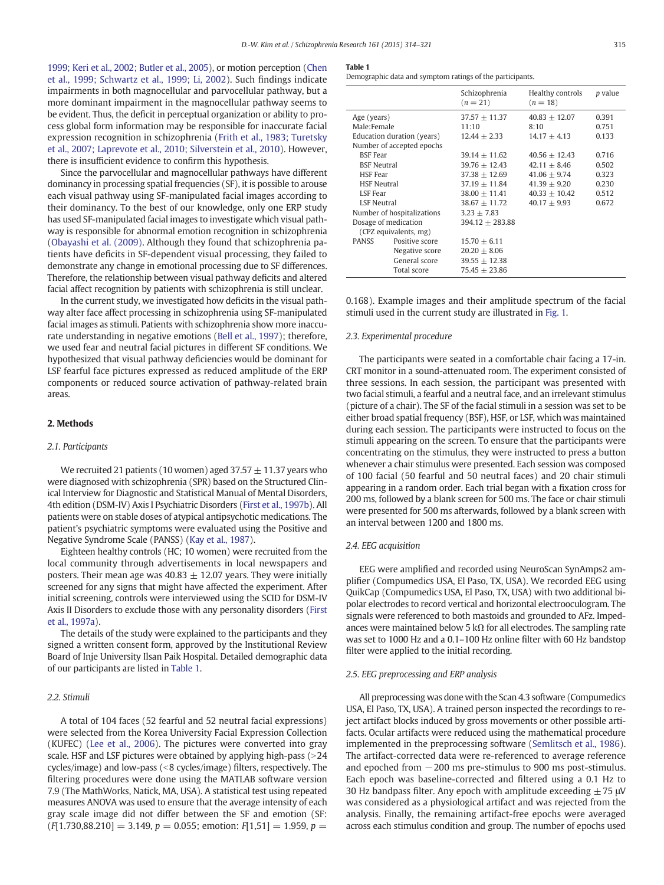1999; Keri et al., 2002; Butler et al., 2005), or motion perception (Chen et al., 1999; Schwartz et al., 1999; Li, 2002). Such findings indicate impairments in both magnocellular and parvocellular pathway, but a more dominant impairment in the magnocellular pathway seems to be evident. Thus, the deficit in perceptual organization or ability to process global form information may be responsible for inaccurate facial expression recognition in schizophrenia (Frith et al., 1983; Turetsky et al., 2007; Laprevote et al., 2010; Silverstein et al., 2010). However, there is insufficient evidence to confirm this hypothesis.

Since the parvocellular and magnocellular pathways have different dominancy in processing spatial frequencies (SF), it is possible to arouse each visual pathway using SF-manipulated facial images according to their dominancy. To the best of our knowledge, only one ERP study has used SF-manipulated facial images to investigate which visual pathway is responsible for abnormal emotion recognition in schizophrenia (Obayashi et al. (2009). Although they found that schizophrenia patients have deficits in SF-dependent visual processing, they failed to demonstrate any change in emotional processing due to SF differences. Therefore, the relationship between visual pathway deficits and altered facial affect recognition by patients with schizophrenia is still unclear.

In the current study, we investigated how deficits in the visual pathway alter face affect processing in schizophrenia using SF-manipulated facial images as stimuli. Patients with schizophrenia show more inaccurate understanding in negative emotions (Bell et al., 1997); therefore, we used fear and neutral facial pictures in different SF conditions. We hypothesized that visual pathway deficiencies would be dominant for LSF fearful face pictures expressed as reduced amplitude of the ERP components or reduced source activation of pathway-related brain areas.

## 2. Methods

### 2.1. Participants

We recruited 21 patients (10 women) aged 37.57 ± 11.37 years who were diagnosed with schizophrenia (SPR) based on the Structured Clinical Interview for Diagnostic and Statistical Manual of Mental Disorders, 4th edition (DSM-IV) Axis I Psychiatric Disorders (First et al., 1997b). All patients were on stable doses of atypical antipsychotic medications. The patient's psychiatric symptoms were evaluated using the Positive and Negative Syndrome Scale (PANSS) (Kay et al., 1987).

Eighteen healthy controls (HC; 10 women) were recruited from the local community through advertisements in local newspapers and posters. Their mean age was 40.83 ± 12.07 years. They were initially screened for any signs that might have affected the experiment. After initial screening, controls were interviewed using the SCID for DSM-IV Axis II Disorders to exclude those with any personality disorders (First et al., 1997a).

The details of the study were explained to the participants and they signed a written consent form, approved by the Institutional Review Board of Inje University Ilsan Paik Hospital. Detailed demographic data of our participants are listed in Table 1.

### 2.2. Stimuli

A total of 104 faces (52 fearful and 52 neutral facial expressions) were selected from the Korea University Facial Expression Collection (KUFEC) (Lee et al., 2006). The pictures were converted into gray scale. HSF and LSF pictures were obtained by applying high-pass (>24 cycles/image) and low-pass (<8 cycles/image) filters, respectively. The filtering procedures were done using the MATLAB software version 7.9 (The MathWorks, Natick, MA, USA). A statistical test using repeated measures ANOVA was used to ensure that the average intensity of each gray scale image did not differ between the SF and emotion (SF: ($F$[1.730,88.210] = 3.149, $p$ = 0.055; emotion: $F$[1,51] = 1.959, $p$ = 0.168). Example images and their amplitude spectrum of the facial stimuli used in the current study are illustrated in Fig. 1.

**Table 1**
Demographic data and symptom ratings of the participants.

| | | Schizophrenia ($n$ = 21) | Healthy controls ($n$ = 18) | $p$ value |
|---|---|---|---|---|
| Age (years) | | 37.57 ± 11.37 | 40.83 ± 12.07 | 0.391 |
| Male:Female | | 11:10 | 8:10 | 0.751 |
| Education duration (years) | | 12.44 ± 2.33 | 14.17 ± 4.13 | 0.133 |
| Number of accepted epochs | | | | |
| BSF Fear | | 39.14 ± 11.62 | 40.56 ± 12.43 | 0.716 |
| BSF Neutral | | 39.76 ± 12.43 | 42.11 ± 8.46 | 0.502 |
| HSF Fear | | 37.38 ± 12.69 | 41.06 ± 9.74 | 0.323 |
| HSF Neutral | | 37.19 ± 11.84 | 41.39 ± 9.20 | 0.230 |
| LSF Fear | | 38.00 ± 11.41 | 40.33 ± 10.42 | 0.512 |
| LSF Neutral | | 38.67 ± 11.72 | 40.17 ± 9.93 | 0.672 |
| Number of hospitalizations | | 3.23 ± 7.83 | | |
| Dosage of medication (CPZ equivalents, mg) | | 394.12 ± 283.88 | | |
| PANSS | Positive score | 15.70 ± 6.11 | | |
| | Negative score | 20.20 ± 8.06 | | |
| | General score | 39.55 ± 12.38 | | |
| | Total score | 75.45 ± 23.86 | | |

### 2.3. Experimental procedure

The participants were seated in a comfortable chair facing a 17-in. CRT monitor in a sound-attenuated room. The experiment consisted of three sessions. In each session, the participant was presented with two facial stimuli, a fearful and a neutral face, and an irrelevant stimulus (picture of a chair). The SF of the facial stimuli in a session was set to be either broad spatial frequency (BSF), HSF, or LSF, which was maintained during each session. The participants were instructed to focus on the stimuli appearing on the screen. To ensure that the participants were concentrating on the stimulus, they were instructed to press a button whenever a chair stimulus were presented. Each session was composed of 100 facial (50 fearful and 50 neutral faces) and 20 chair stimuli appearing in a random order. Each trial began with a fixation cross for 200 ms, followed by a blank screen for 500 ms. The face or chair stimuli were presented for 500 ms afterwards, followed by a blank screen with an interval between 1200 and 1800 ms.

### 2.4. EEG acquisition

EEG were amplified and recorded using NeuroScan SynAmps2 amplifier (Compumedics USA, El Paso, TX, USA). We recorded EEG using QuikCap (Compumedics USA, El Paso, TX, USA) with two additional bipolar electrodes to record vertical and horizontal electrooculogram. The signals were referenced to both mastoids and grounded to AFz. Impedances were maintained below 5 kΩ for all electrodes. The sampling rate was set to 1000 Hz and a 0.1–100 Hz online filter with 60 Hz bandstop filter were applied to the initial recording.

### 2.5. EEG preprocessing and ERP analysis

All preprocessing was done with the Scan 4.3 software (Compumedics USA, El Paso, TX, USA). A trained person inspected the recordings to reject artifact blocks induced by gross movements or other possible artifacts. Ocular artifacts were reduced using the mathematical procedure implemented in the preprocessing software (Semlitsch et al., 1986). The artifact-corrected data were re-referenced to average reference and epoched from −200 ms pre-stimulus to 900 ms post-stimulus. Each epoch was baseline-corrected and filtered using a 0.1 Hz to 30 Hz bandpass filter. Any epoch with amplitude exceeding ±75 μV was considered as a physiological artifact and was rejected from the analysis. Finally, the remaining artifact-free epochs were averaged across each stimulus condition and group. The number of epochs used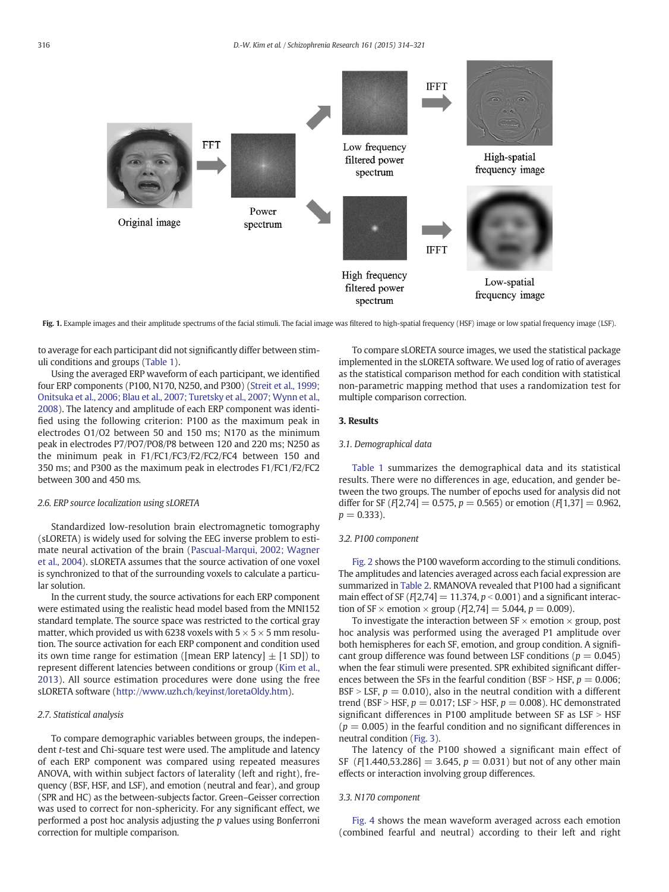Fig. 1. Example images and their amplitude spectrums of the facial stimuli. The facial image was filtered to high-spatial frequency (HSF) image or low spatial frequency image (LSF).

to average for each participant did not significantly differ between stimuli conditions and groups (Table 1).

Using the averaged ERP waveform of each participant, we identified four ERP components (P100, N170, N250, and P300) (Streit et al., 1999; Onitsuka et al., 2006; Blau et al., 2007; Turetsky et al., 2007; Wynn et al., 2008). The latency and amplitude of each ERP component was identified using the following criterion: P100 as the maximum peak in electrodes O1/O2 between 50 and 150 ms; N170 as the minimum peak in electrodes P7/PO7/PO8/P8 between 120 and 220 ms; N250 as the minimum peak in F1/FC1/FC3/F2/FC2/FC4 between 150 and 350 ms; and P300 as the maximum peak in electrodes F1/FC1/F2/FC2 between 300 and 450 ms.

### 2.6. ERP source localization using sLORETA

Standardized low-resolution brain electromagnetic tomography (sLORETA) is widely used for solving the EEG inverse problem to estimate neural activation of the brain (Pascual-Marqui, 2002; Wagner et al., 2004). sLORETA assumes that the source activation of one voxel is synchronized to that of the surrounding voxels to calculate a particular solution.

In the current study, the source activations for each ERP component were estimated using the realistic head model based from the MNI152 standard template. The source space was restricted to the cortical gray matter, which provided us with 6238 voxels with $5 \times 5 \times 5$ mm resolution. The source activation for each ERP component and condition used its own time range for estimation ([mean ERP latency] $\pm$ [1 SD]) to represent different latencies between conditions or group (Kim et al., 2013). All source estimation procedures were done using the free sLORETA software (http://www.uzh.ch/keyinst/loretaOldy.htm).

### 2.7. Statistical analysis

To compare demographic variables between groups, the independent *t*-test and Chi-square test were used. The amplitude and latency of each ERP component was compared using repeated measures ANOVA, with within subject factors of laterality (left and right), frequency (BSF, HSF, and LSF), and emotion (neutral and fear), and group (SPR and HC) as the between-subjects factor. Green–Geisser correction was used to correct for non-sphericity. For any significant effect, we performed a post hoc analysis adjusting the *p* values using Bonferroni correction for multiple comparison.

To compare sLORETA source images, we used the statistical package implemented in the sLORETA software. We used log of ratio of averages as the statistical comparison method for each condition with statistical non-parametric mapping method that uses a randomization test for multiple comparison correction.

## 3. Results

### 3.1. Demographical data

Table 1 summarizes the demographical data and its statistical results. There were no differences in age, education, and gender between the two groups. The number of epochs used for analysis did not differ for SF ($F[2,74] = 0.575$, $p = 0.565$) or emotion ($F[1,37] = 0.962$, $p = 0.333$).

### 3.2. P100 component

Fig. 2 shows the P100 waveform according to the stimuli conditions. The amplitudes and latencies averaged across each facial expression are summarized in Table 2. RMANOVA revealed that P100 had a significant main effect of SF ($F[2,74] = 11.374$, $p < 0.001$) and a significant interaction of SF $\times$ emotion $\times$ group ($F[2,74] = 5.044$, $p = 0.009$).

To investigate the interaction between SF $\times$ emotion $\times$ group, post hoc analysis was performed using the averaged P1 amplitude over both hemispheres for each SF, emotion, and group condition. A significant group difference was found between LSF conditions ($p = 0.045$) when the fear stimuli were presented. SPR exhibited significant differences between the SFs in the fearful condition (BSF > HSF, $p = 0.006$; BSF > LSF, $p = 0.010$), also in the neutral condition with a different trend (BSF > HSF, $p = 0.017$; LSF > HSF, $p = 0.008$). HC demonstrated significant differences in P100 amplitude between SF as LSF > HSF ($p = 0.005$) in the fearful condition and no significant differences in neutral condition (Fig. 3).

The latency of the P100 showed a significant main effect of SF ($F[1.440,53.286] = 3.645$, $p = 0.031$) but not of any other main effects or interaction involving group differences.

### 3.3. N170 component

Fig. 4 shows the mean waveform averaged across each emotion (combined fearful and neutral) according to their left and right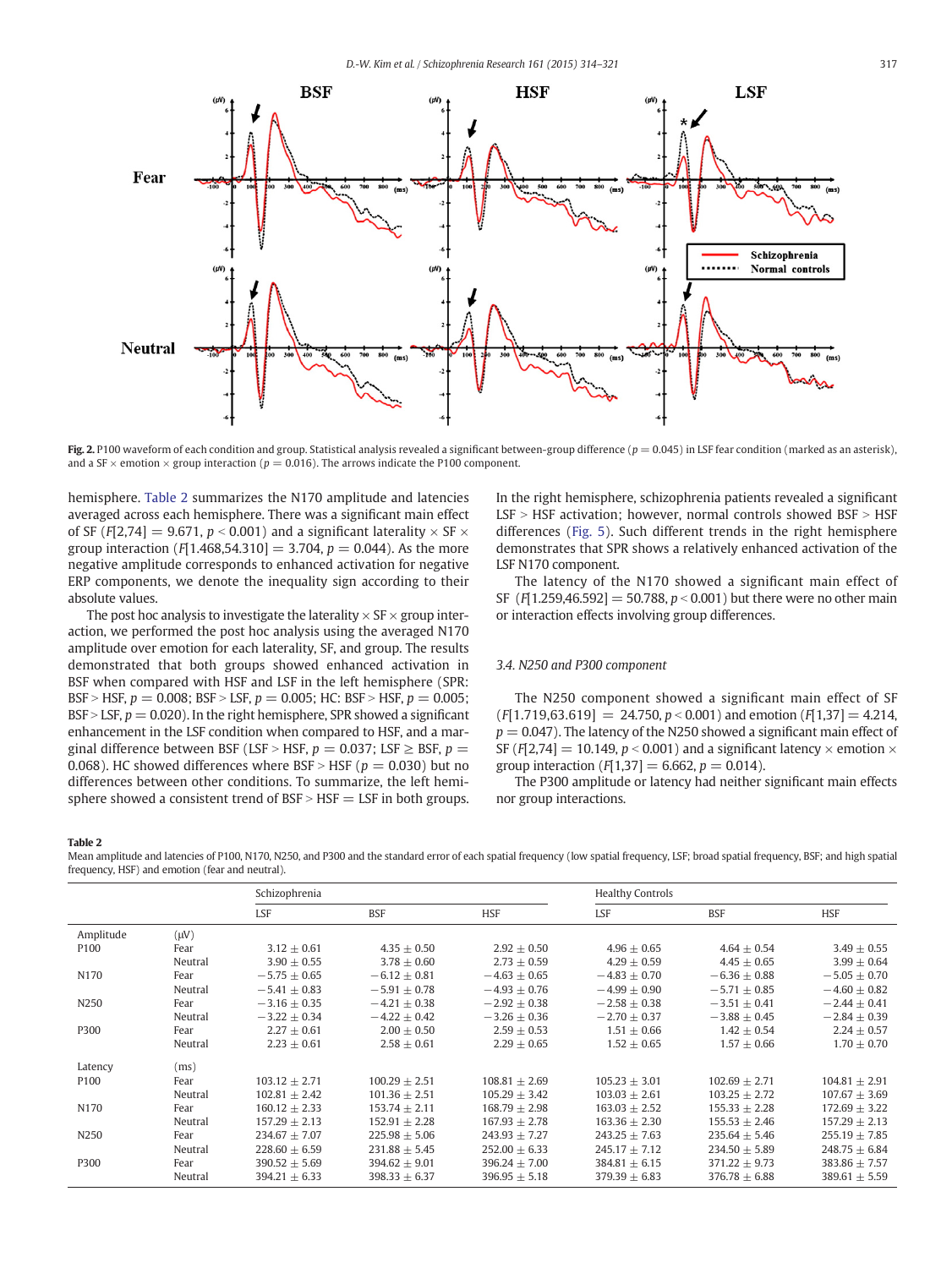Fig. 2. P100 waveform of each condition and group. Statistical analysis revealed a significant between-group difference ($p = 0.045$) in LSF fear condition (marked as an asterisk), and a SF × emotion × group interaction ($p = 0.016$). The arrows indicate the P100 component.

hemisphere. Table 2 summarizes the N170 amplitude and latencies averaged across each hemisphere. There was a significant main effect of SF ($F[2,74] = 9.671$, $p < 0.001$) and a significant laterality × SF × group interaction ($F[1.468,54.310] = 3.704$, $p = 0.044$). As the more negative amplitude corresponds to enhanced activation for negative ERP components, we denote the inequality sign according to their absolute values.

The post hoc analysis to investigate the laterality × SF × group interaction, we performed the post hoc analysis using the averaged N170 amplitude over emotion for each laterality, SF, and group. The results demonstrated that both groups showed enhanced activation in BSF when compared with HSF and LSF in the left hemisphere (SPR: BSF > HSF, $p = 0.008$; BSF > LSF, $p = 0.005$; HC: BSF > HSF, $p = 0.005$; BSF > LSF, $p = 0.020$). In the right hemisphere, SPR showed a significant enhancement in the LSF condition when compared to HSF, and a marginal difference between BSF (LSF > HSF, $p = 0.037$; LSF ≥ BSF, $p = 0.068$). HC showed differences where BSF > HSF ($p = 0.030$) but no differences between other conditions. To summarize, the left hemisphere showed a consistent trend of BSF > HSF = LSF in both groups. In the right hemisphere, schizophrenia patients revealed a significant LSF > HSF activation; however, normal controls showed BSF > HSF differences (Fig. 5). Such different trends in the right hemisphere demonstrates that SPR shows a relatively enhanced activation of the LSF N170 component.

The latency of the N170 showed a significant main effect of SF ($F[1.259,46.592] = 50.788$, $p < 0.001$) but there were no other main or interaction effects involving group differences.

### 3.4. N250 and P300 component

The N250 component showed a significant main effect of SF ($F[1.719,63.619] = 24.750$, $p < 0.001$) and emotion ($F[1,37] = 4.214$, $p = 0.047$). The latency of the N250 showed a significant main effect of SF ($F[2,74] = 10.149$, $p < 0.001$) and a significant latency × emotion × group interaction ($F[1,37] = 6.662$, $p = 0.014$).

The P300 amplitude or latency had neither significant main effects nor group interactions.

**Table 2**
Mean amplitude and latencies of P100, N170, N250, and P300 and the standard error of each spatial frequency (low spatial frequency, LSF; broad spatial frequency, BSF; and high spatial frequency, HSF) and emotion (fear and neutral).

| | | Schizophrenia | | | Healthy Controls | | |
|---|---|---|---|---|---|---|---|
| | | LSF | BSF | HSF | LSF | BSF | HSF |
| Amplitude | (μV) | | | | | | |
| P100 | Fear | 3.12 ± 0.61 | 4.35 ± 0.50 | 2.92 ± 0.50 | 4.96 ± 0.65 | 4.64 ± 0.54 | 3.49 ± 0.55 |
| | Neutral | 3.90 ± 0.55 | 3.78 ± 0.60 | 2.73 ± 0.59 | 4.29 ± 0.59 | 4.45 ± 0.65 | 3.99 ± 0.64 |
| N170 | Fear | −5.75 ± 0.65 | −6.12 ± 0.81 | −4.63 ± 0.65 | −4.83 ± 0.70 | −6.36 ± 0.88 | −5.05 ± 0.70 |
| | Neutral | −5.41 ± 0.83 | −5.91 ± 0.78 | −4.93 ± 0.76 | −4.99 ± 0.90 | −5.71 ± 0.85 | −4.60 ± 0.82 |
| N250 | Fear | −3.16 ± 0.35 | −4.21 ± 0.38 | −2.92 ± 0.38 | −2.58 ± 0.38 | −3.51 ± 0.41 | −2.44 ± 0.41 |
| | Neutral | −3.22 ± 0.34 | −4.22 ± 0.42 | −3.26 ± 0.36 | −2.70 ± 0.37 | −3.88 ± 0.45 | −2.84 ± 0.39 |
| P300 | Fear | 2.27 ± 0.61 | 2.00 ± 0.50 | 2.59 ± 0.53 | 1.51 ± 0.66 | 1.42 ± 0.54 | 2.24 ± 0.57 |
| | Neutral | 2.23 ± 0.61 | 2.58 ± 0.61 | 2.29 ± 0.65 | 1.52 ± 0.65 | 1.57 ± 0.66 | 1.70 ± 0.70 |
| Latency | (ms) | | | | | | |
| P100 | Fear | 103.12 ± 2.71 | 100.29 ± 2.51 | 108.81 ± 2.69 | 105.23 ± 3.01 | 102.69 ± 2.71 | 104.81 ± 2.91 |
| | Neutral | 102.81 ± 2.42 | 101.36 ± 2.51 | 105.29 ± 3.42 | 103.03 ± 2.61 | 103.25 ± 2.72 | 107.67 ± 3.69 |
| N170 | Fear | 160.12 ± 2.33 | 153.74 ± 2.11 | 168.79 ± 2.98 | 163.03 ± 2.52 | 155.33 ± 2.28 | 172.69 ± 3.22 |
| | Neutral | 157.29 ± 2.13 | 152.91 ± 2.28 | 167.93 ± 2.78 | 163.36 ± 2.30 | 155.53 ± 2.46 | 157.29 ± 2.13 |
| N250 | Fear | 234.67 ± 7.07 | 225.98 ± 5.06 | 243.93 ± 7.27 | 243.25 ± 7.63 | 235.64 ± 5.46 | 255.19 ± 7.85 |
| | Neutral | 228.60 ± 6.59 | 231.88 ± 5.45 | 252.00 ± 6.33 | 245.17 ± 7.12 | 234.50 ± 5.89 | 248.75 ± 6.84 |
| P300 | Fear | 390.52 ± 5.69 | 394.62 ± 9.01 | 396.24 ± 7.00 | 384.81 ± 6.15 | 371.22 ± 9.73 | 383.86 ± 7.57 |
| | Neutral | 394.21 ± 6.33 | 398.33 ± 6.37 | 396.95 ± 5.18 | 379.39 ± 6.83 | 376.78 ± 6.88 | 389.61 ± 5.59 |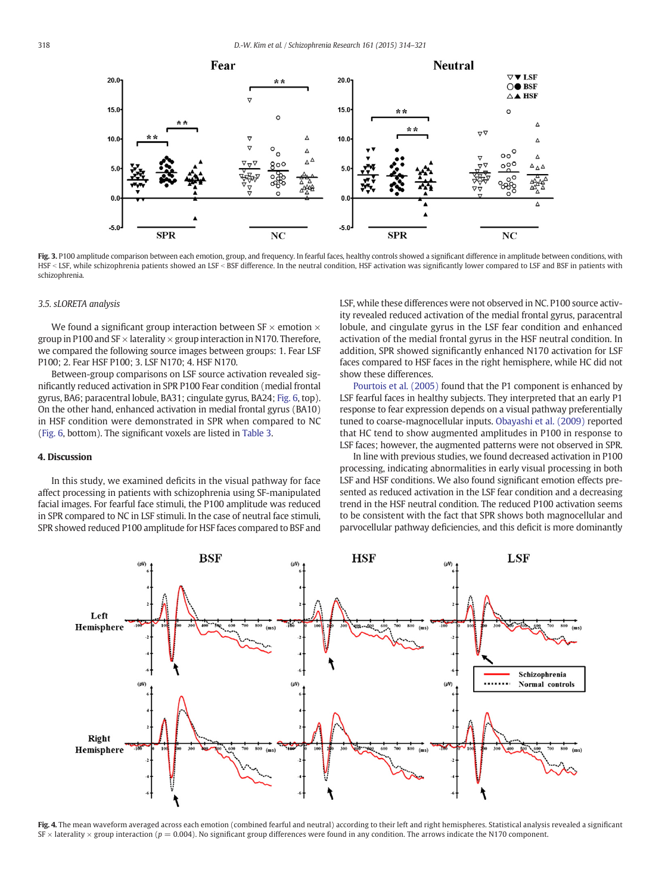**Fig. 3.** P100 amplitude comparison between each emotion, group, and frequency. In fearful faces, healthy controls showed a significant difference in amplitude between conditions, with HSF < LSF, while schizophrenia patients showed an LSF < BSF difference. In the neutral condition, HSF activation was significantly lower compared to LSF and BSF in patients with schizophrenia.

### 3.5. sLORETA analysis

We found a significant group interaction between SF × emotion × group in P100 and SF × laterality × group interaction in N170. Therefore, we compared the following source images between groups: 1. Fear LSF P100; 2. Fear HSF P100; 3. LSF N170; 4. HSF N170.

Between-group comparisons on LSF source activation revealed significantly reduced activation in SPR in P100 Fear condition (medial frontal gyrus, BA6; paracentral lobule, BA31; cingulate gyrus, BA24; Fig. 6, top). On the other hand, enhanced activation in medial frontal gyrus (BA10) in HSF condition were demonstrated in SPR when compared to NC (Fig. 6, bottom). The significant voxels are listed in Table 3.

## 4. Discussion

In this study, we examined deficits in the visual pathway for face affect processing in patients with schizophrenia using SF-manipulated facial images. For fearful face stimuli, the P100 amplitude was reduced in SPR compared to NC in LSF stimuli. In the case of neutral face stimuli, SPR showed reduced P100 amplitude for HSF faces compared to BSF and LSF, while these differences were not observed in NC. P100 source activity revealed reduced activation of the medial frontal gyrus, paracentral lobule, and cingulate gyrus in the LSF fear condition and enhanced activation of the medial frontal gyrus in the HSF neutral condition. In addition, SPR showed significantly enhanced N170 activation for LSF faces compared to HSF faces in the right hemisphere, while HC did not show these differences.

Pourtois et al. (2005) found that the P1 component is enhanced by LSF fearful faces in healthy subjects. They interpreted that an early P1 response to fear expression depends on a visual pathway preferentially tuned to coarse-magnocellular inputs. Obayashi et al. (2009) reported that HC tend to show augmented amplitudes in P100 in response to LSF faces; however, the augmented patterns were not observed in SPR.

In line with previous studies, we found decreased activation in P100 processing, indicating abnormalities in early visual processing in both LSF and HSF conditions. We also found significant emotion effects presented as reduced activation in the LSF fear condition and a decreasing trend in the HSF neutral condition. The reduced P100 activation seems to be consistent with the fact that SPR shows both magnocellular and parvocellular pathway deficiencies, and this deficit is more dominantly

**Fig. 4.** The mean waveform averaged across each emotion (combined fearful and neutral) according to their left and right hemispheres. Statistical analysis revealed a significant SF × laterality × group interaction ($p = 0.004$). No significant group differences were found in any condition. The arrows indicate the N170 component.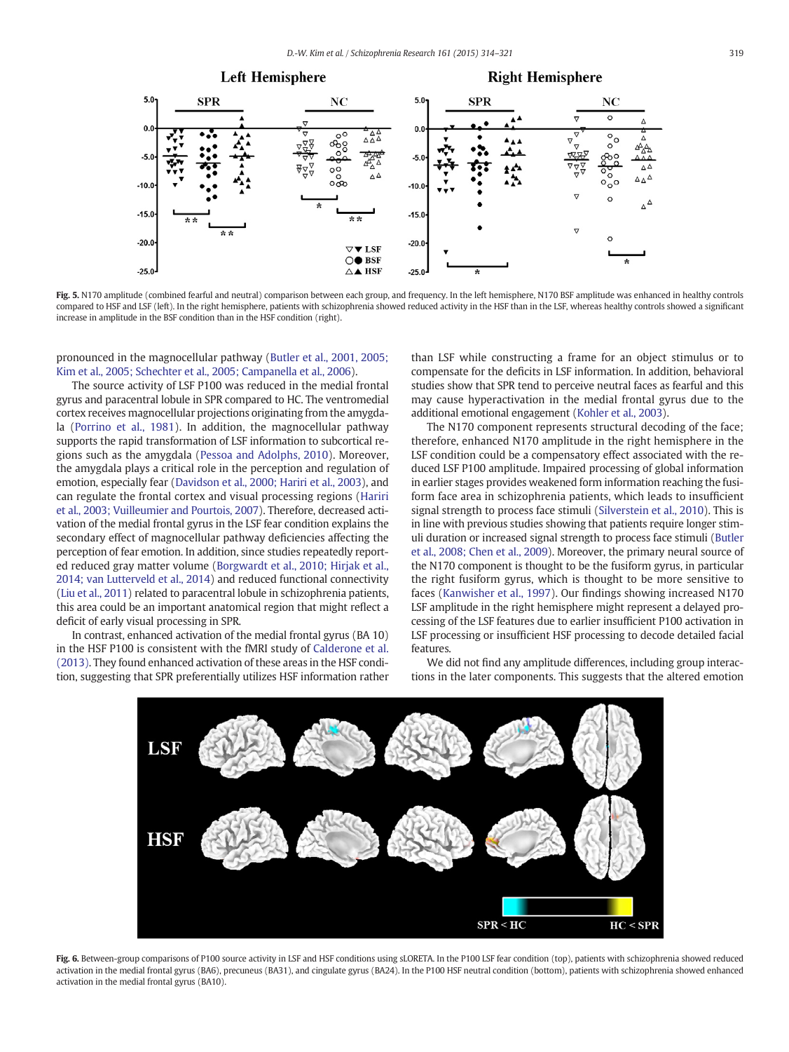Fig. 5. N170 amplitude (combined fearful and neutral) comparison between each group, and frequency. In the left hemisphere, N170 BSF amplitude was enhanced in healthy controls compared to HSF and LSF (left). In the right hemisphere, patients with schizophrenia showed reduced activity in the HSF than in the LSF, whereas healthy controls showed a significant increase in amplitude in the BSF condition than in the HSF condition (right).

pronounced in the magnocellular pathway (Butler et al., 2001, 2005; Kim et al., 2005; Schechter et al., 2005; Campanella et al., 2006).

The source activity of LSF P100 was reduced in the medial frontal gyrus and paracentral lobule in SPR compared to HC. The ventromedial cortex receives magnocellular projections originating from the amygdala (Porrino et al., 1981). In addition, the magnocellular pathway supports the rapid transformation of LSF information to subcortical regions such as the amygdala (Pessoa and Adolphs, 2010). Moreover, the amygdala plays a critical role in the perception and regulation of emotion, especially fear (Davidson et al., 2000; Hariri et al., 2003), and can regulate the frontal cortex and visual processing regions (Hariri et al., 2003; Vuilleumier and Pourtois, 2007). Therefore, decreased activation of the medial frontal gyrus in the LSF fear condition explains the secondary effect of magnocellular pathway deficiencies affecting the perception of fear emotion. In addition, since studies repeatedly reported reduced gray matter volume (Borgwardt et al., 2010; Hirjak et al., 2014; van Lutterveld et al., 2014) and reduced functional connectivity (Liu et al., 2011) related to paracentral lobule in schizophrenia patients, this area could be an important anatomical region that might reflect a deficit of early visual processing in SPR.

In contrast, enhanced activation of the medial frontal gyrus (BA 10) in the HSF P100 is consistent with the fMRI study of Calderone et al. (2013). They found enhanced activation of these areas in the HSF condition, suggesting that SPR preferentially utilizes HSF information rather than LSF while constructing a frame for an object stimulus or to compensate for the deficits in LSF information. In addition, behavioral studies show that SPR tend to perceive neutral faces as fearful and this may cause hyperactivation in the medial frontal gyrus due to the additional emotional engagement (Kohler et al., 2003).

The N170 component represents structural decoding of the face; therefore, enhanced N170 amplitude in the right hemisphere in the LSF condition could be a compensatory effect associated with the reduced LSF P100 amplitude. Impaired processing of global information in earlier stages provides weakened form information reaching the fusiform face area in schizophrenia patients, which leads to insufficient signal strength to process face stimuli (Silverstein et al., 2010). This is in line with previous studies showing that patients require longer stimuli duration or increased signal strength to process face stimuli (Butler et al., 2008; Chen et al., 2009). Moreover, the primary neural source of the N170 component is thought to be the fusiform gyrus, in particular the right fusiform gyrus, which is thought to be more sensitive to faces (Kanwisher et al., 1997). Our findings showing increased N170 LSF amplitude in the right hemisphere might represent a delayed processing of the LSF features due to earlier insufficient P100 activation in LSF processing or insufficient HSF processing to decode detailed facial features.

We did not find any amplitude differences, including group interactions in the later components. This suggests that the altered emotion

Fig. 6. Between-group comparisons of P100 source activity in LSF and HSF conditions using sLORETA. In the P100 LSF fear condition (top), patients with schizophrenia showed reduced activation in the medial frontal gyrus (BA6), precuneus (BA31), and cingulate gyrus (BA24). In the P100 HSF neutral condition (bottom), patients with schizophrenia showed enhanced activation in the medial frontal gyrus (BA10).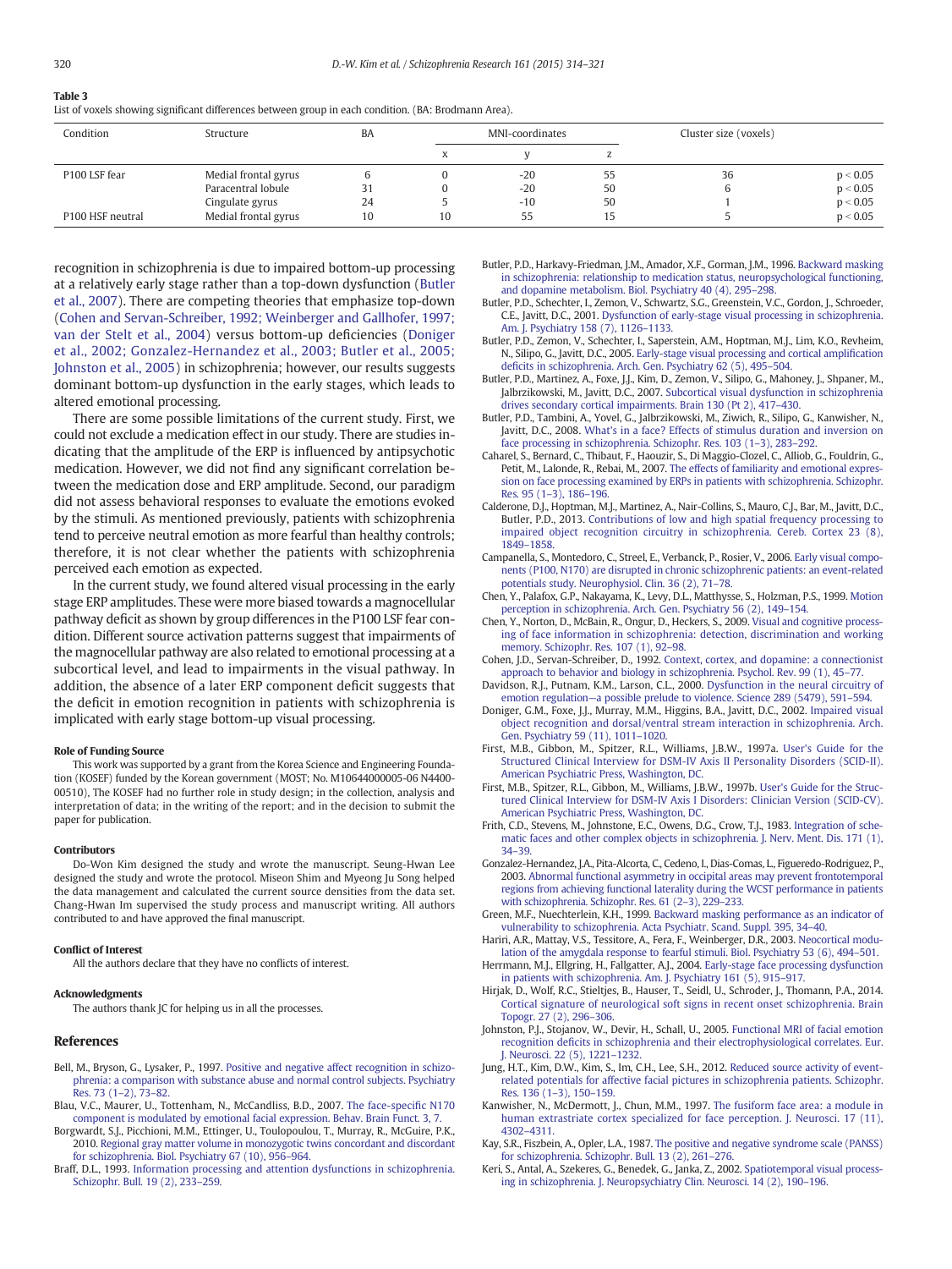**Table 3**
List of voxels showing significant differences between group in each condition. (BA: Brodmann Area).

| Condition | Structure | BA | MNI-coordinates | | | Cluster size (voxels) | |
|---|---|---|---|---|---|---|---|
| | | | x | y | z | | |
| P100 LSF fear | Medial frontal gyrus | 6 | 0 | -20 | 55 | 36 | $p < 0.05$ |
| | Paracentral lobule | 31 | 0 | -20 | 50 | 6 | $p < 0.05$ |
| | Cingulate gyrus | 24 | 5 | -10 | 50 | 1 | $p < 0.05$ |
| P100 HSF neutral | Medial frontal gyrus | 10 | 10 | 55 | 15 | 5 | $p < 0.05$ |

recognition in schizophrenia is due to impaired bottom-up processing at a relatively early stage rather than a top-down dysfunction (Butler et al., 2007). There are competing theories that emphasize top-down (Cohen and Servan-Schreiber, 1992; Weinberger and Gallhofer, 1997; van der Stelt et al., 2004) versus bottom-up deficiencies (Doniger et al., 2002; Gonzalez-Hernandez et al., 2003; Butler et al., 2005; Johnston et al., 2005) in schizophrenia; however, our results suggests dominant bottom-up dysfunction in the early stages, which leads to altered emotional processing.

There are some possible limitations of the current study. First, we could not exclude a medication effect in our study. There are studies indicating that the amplitude of the ERP is influenced by antipsychotic medication. However, we did not find any significant correlation between the medication dose and ERP amplitude. Second, our paradigm did not assess behavioral responses to evaluate the emotions evoked by the stimuli. As mentioned previously, patients with schizophrenia tend to perceive neutral emotion as more fearful than healthy controls; therefore, it is not clear whether the patients with schizophrenia perceived each emotion as expected.

In the current study, we found altered visual processing in the early stage ERP amplitudes. These were more biased towards a magnocellular pathway deficit as shown by group differences in the P100 LSF fear condition. Different source activation patterns suggest that impairments of the magnocellular pathway are also related to emotional processing at a subcortical level, and lead to impairments in the visual pathway. In addition, the absence of a later ERP component deficit suggests that the deficit in emotion recognition in patients with schizophrenia is implicated with early stage bottom-up visual processing.

#### Role of Funding Source

This work was supported by a grant from the Korea Science and Engineering Foundation (KOSEF) funded by the Korean government (MOST; No. M10644000005-06 N4400-00510), The KOSEF had no further role in study design; in the collection, analysis and interpretation of data; in the writing of the report; and in the decision to submit the paper for publication.

#### Contributors

Do-Won Kim designed the study and wrote the manuscript. Seung-Hwan Lee designed the study and wrote the protocol. Miseon Shim and Myeong Ju Song helped the data management and calculated the current source densities from the data set. Chang-Hwan Im supervised the study process and manuscript writing. All authors contributed to and have approved the final manuscript.

#### Conflict of Interest

All the authors declare that they have no conflicts of interest.

#### Acknowledgments

The authors thank JC for helping us in all the processes.

## References

Bell, M., Bryson, G., Lysaker, P., 1997. Positive and negative affect recognition in schizophrenia: a comparison with substance abuse and normal control subjects. Psychiatry Res. 73 (1–2), 73–82.

Blau, V.C., Maurer, U., Tottenham, N., McCandliss, B.D., 2007. The face-specific N170 component is modulated by emotional facial expression. Behav. Brain Funct. 3, 7.

Borgwardt, S.J., Picchioni, M.M., Ettinger, U., Toulopoulou, T., Murray, R., McGuire, P.K., 2010. Regional gray matter volume in monozygotic twins concordant and discordant for schizophrenia. Biol. Psychiatry 67 (10), 956–964.

Braff, D.L., 1993. Information processing and attention dysfunctions in schizophrenia. Schizophr. Bull. 19 (2), 233–259.

Butler, P.D., Harkavy-Friedman, J.M., Amador, X.F., Gorman, J.M., 1996. Backward masking in schizophrenia: relationship to medication status, neuropsychological functioning, and dopamine metabolism. Biol. Psychiatry 40 (4), 295–298.

Butler, P.D., Schechter, I., Zemon, V., Schwartz, S.G., Greenstein, V.C., Gordon, J., Schroeder, C.E., Javitt, D.C., 2001. Dysfunction of early-stage visual processing in schizophrenia. Am. J. Psychiatry 158 (7), 1126–1133.

Butler, P.D., Zemon, V., Schechter, I., Saperstein, A.M., Hoptman, M.J., Lim, K.O., Revheim, N., Silipo, G., Javitt, D.C., 2005. Early-stage visual processing and cortical amplification deficits in schizophrenia. Arch. Gen. Psychiatry 62 (5), 495–504.

Butler, P.D., Martinez, A., Foxe, J.J., Kim, D., Zemon, V., Silipo, G., Mahoney, J., Shpaner, M., Jalbrzikowski, M., Javitt, D.C., 2007. Subcortical visual dysfunction in schizophrenia drives secondary cortical impairments. Brain 130 (Pt 2), 417–430.

Butler, P.D., Tambini, A., Yovel, G., Jalbrzikowski, M., Ziwich, R., Silipo, G., Kanwisher, N., Javitt, D.C., 2008. What's in a face? Effects of stimulus duration and inversion on face processing in schizophrenia. Schizophr. Res. 103 (1–3), 283–292.

Caharel, S., Bernard, C., Thibaut, F., Haouzir, S., Di Maggio-Clozel, C., Alliob, G., Fouldrin, G., Petit, M., Lalonde, R., Rebai, M., 2007. The effects of familiarity and emotional expression on face processing examined by ERPs in patients with schizophrenia. Schizophr. Res. 95 (1–3), 186–196.

Calderone, D.J., Hoptman, M.J., Martinez, A., Nair-Collins, S., Mauro, C.J., Bar, M., Javitt, D.C., Butler, P.D., 2013. Contributions of low and high spatial frequency processing to impaired object recognition circuitry in schizophrenia. Cereb. Cortex 23 (8), 1849–1858.

Campanella, S., Montedoro, C., Streel, E., Verbanck, P., Rosier, V., 2006. Early visual components (P100, N170) are disrupted in chronic schizophrenic patients: an event-related potentials study. Neurophysiol. Clin. 36 (2), 71–78.

Chen, Y., Palafox, G.P., Nakayama, K., Levy, D.L., Matthysse, S., Holzman, P.S., 1999. Motion perception in schizophrenia. Arch. Gen. Psychiatry 56 (2), 149–154.

Chen, Y., Norton, D., McBain, R., Ongur, D., Heckers, S., 2009. Visual and cognitive processing of face information in schizophrenia: detection, discrimination and working memory. Schizophr. Res. 107 (1), 92–98.

Cohen, J.D., Servan-Schreiber, D., 1992. Context, cortex, and dopamine: a connectionist approach to behavior and biology in schizophrenia. Psychol. Rev. 99 (1), 45–77.

Davidson, R.J., Putnam, K.M., Larson, C.L., 2000. Dysfunction in the neural circuitry of emotion regulation—a possible prelude to violence. Science 289 (5479), 591–594.

Doniger, G.M., Foxe, J.J., Murray, M.M., Higgins, B.A., Javitt, D.C., 2002. Impaired visual object recognition and dorsal/ventral stream interaction in schizophrenia. Arch. Gen. Psychiatry 59 (11), 1011–1020.

First, M.B., Gibbon, M., Spitzer, R.L., Williams, J.B.W., 1997a. User's Guide for the Structured Clinical Interview for DSM-IV Axis II Personality Disorders (SCID-II). American Psychiatric Press, Washington, DC.

First, M.B., Spitzer, R.L., Gibbon, M., Williams, J.B.W., 1997b. User's Guide for the Structured Clinical Interview for DSM-IV Axis I Disorders: Clinician Version (SCID-CV). American Psychiatric Press, Washington, DC.

Frith, C.D., Stevens, M., Johnstone, E.C., Owens, D.G., Crow, T.J., 1983. Integration of schematic faces and other complex objects in schizophrenia. J. Nerv. Ment. Dis. 171 (1), 34–39.

Gonzalez-Hernandez, J.A., Pita-Alcorta, C., Cedeno, I., Dias-Comas, L., Figueredo-Rodriguez, P., 2003. Abnormal functional asymmetry in occipital areas may prevent frontotemporal regions from achieving functional laterality during the WCST performance in patients with schizophrenia. Schizophr. Res. 61 (2–3), 229–233.

Green, M.F., Nuechterlein, K.H., 1999. Backward masking performance as an indicator of vulnerability to schizophrenia. Acta Psychiatr. Scand. Suppl. 395, 34–40.

Hariri, A.R., Mattay, V.S., Tessitore, A., Fera, F., Weinberger, D.R., 2003. Neocortical modulation of the amygdala response to fearful stimuli. Biol. Psychiatry 53 (6), 494–501.

Herrmann, M.J., Ellgring, H., Fallgatter, A.J., 2004. Early-stage face processing dysfunction in patients with schizophrenia. Am. J. Psychiatry 161 (5), 915–917.

Hirjak, D., Wolf, R.C., Stieltjes, B., Hauser, T., Seidl, U., Schroder, J., Thomann, P.A., 2014. Cortical signature of neurological soft signs in recent onset schizophrenia. Brain Topogr. 27 (2), 296–306.

Johnston, P.J., Stojanov, W., Devir, H., Schall, U., 2005. Functional MRI of facial emotion recognition deficits in schizophrenia and their electrophysiological correlates. Eur. J. Neurosci. 22 (5), 1221–1232.

Jung, H.T., Kim, D.W., Kim, S., Im, C.H., Lee, S.H., 2012. Reduced source activity of event-related potentials for affective facial pictures in schizophrenia patients. Schizophr. Res. 136 (1–3), 150–159.

Kanwisher, N., McDermott, J., Chun, M.M., 1997. The fusiform face area: a module in human extrastriate cortex specialized for face perception. J. Neurosci. 17 (11), 4302–4311.

Kay, S.R., Fiszbein, A., Opler, L.A., 1987. The positive and negative syndrome scale (PANSS) for schizophrenia. Schizophr. Bull. 13 (2), 261–276.

Keri, S., Antal, A., Szekeres, G., Benedek, G., Janka, Z., 2002. Spatiotemporal visual processing in schizophrenia. J. Neuropsychiatry Clin. Neurosci. 14 (2), 190–196.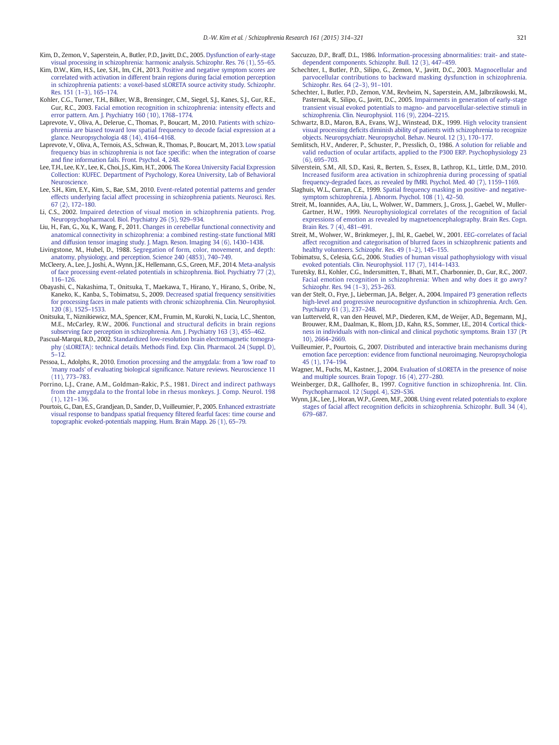Kim, D., Zemon, V., Saperstein, A., Butler, P.D., Javitt, D.C., 2005. Dysfunction of early-stage visual processing in schizophrenia: harmonic analysis. Schizophr. Res. 76 (1), 55–65.

Kim, D.W., Kim, H.S., Lee, S.H., Im, C.H., 2013. Positive and negative symptom scores are correlated with activation in different brain regions during facial emotion perception in schizophrenia patients: a voxel-based sLORETA source activity study. Schizophr. Res. 151 (1–3), 165–174.

Kohler, C.G., Turner, T.H., Bilker, W.B., Brensinger, C.M., Siegel, S.J., Kanes, S.J., Gur, R.E., Gur, R.C., 2003. Facial emotion recognition in schizophrenia: intensity effects and error pattern. Am. J. Psychiatry 160 (10), 1768–1774.

Laprevote, V., Oliva, A., Delerue, C., Thomas, P., Boucart, M., 2010. Patients with schizophrenia are biased toward low spatial frequency to decode facial expression at a glance. Neuropsychologia 48 (14), 4164–4168.

Laprevote, V., Oliva, A., Ternois, A.S., Schwan, R., Thomas, P., Boucart, M., 2013. Low spatial frequency bias in schizophrenia is not face specific: when the integration of coarse and fine information fails. Front. Psychol. 4, 248.

Lee, T.H., Lee, K.Y., Lee, K., Choi, J.S., Kim, H.T., 2006. The Korea University Facial Expression Collection: KUFEC. Department of Psychology, Korea University, Lab of Behavioral Neuroscience.

Lee, S.H., Kim, E.Y., Kim, S., Bae, S.M., 2010. Event-related potential patterns and gender effects underlying facial affect processing in schizophrenia patients. Neurosci. Res. 67 (2), 172–180.

Li, C.S., 2002. Impaired detection of visual motion in schizophrenia patients. Prog. Neuropsychopharmacol. Biol. Psychiatry 26 (5), 929–934.

Liu, H., Fan, G., Xu, K., Wang, F., 2011. Changes in cerebellar functional connectivity and anatomical connectivity in schizophrenia: a combined resting-state functional MRI and diffusion tensor imaging study. J. Magn. Reson. Imaging 34 (6), 1430–1438.

Livingstone, M., Hubel, D., 1988. Segregation of form, color, movement, and depth: anatomy, physiology, and perception. Science 240 (4853), 740–749.

McCleery, A., Lee, J., Joshi, A., Wynn, J.K., Hellemann, G.S., Green, M.F., 2014. Meta-analysis of face processing event-related potentials in schizophrenia. Biol. Psychiatry 77 (2), 116–126.

Obayashi, C., Nakashima, T., Onitsuka, T., Maekawa, T., Hirano, Y., Hirano, S., Oribe, N., Kaneko, K., Kanba, S., Tobimatsu, S., 2009. Decreased spatial frequency sensitivities for processing faces in male patients with chronic schizophrenia. Clin. Neurophysiol. 120 (8), 1525–1533.

Onitsuka, T., Niznikiewicz, M.A., Spencer, K.M., Frumin, M., Kuroki, N., Lucia, L.C., Shenton, M.E., McCarley, R.W., 2006. Functional and structural deficits in brain regions subserving face perception in schizophrenia. Am. J. Psychiatry 163 (3), 455–462.

Pascual-Marqui, R.D., 2002. Standardized low-resolution brain electromagnetic tomography (sLORETA): technical details. Methods Find. Exp. Clin. Pharmacol. 24 (Suppl. D), 5–12.

Pessoa, L., Adolphs, R., 2010. Emotion processing and the amygdala: from a 'low road' to 'many roads' of evaluating biological significance. Nature reviews. Neuroscience 11 (11), 773–783.

Porrino, L.J., Crane, A.M., Goldman-Rakic, P.S., 1981. Direct and indirect pathways from the amygdala to the frontal lobe in rhesus monkeys. J. Comp. Neurol. 198 (1), 121–136.

Pourtois, G., Dan, E.S., Grandjean, D., Sander, D., Vuilleumier, P., 2005. Enhanced extrastriate visual response to bandpass spatial frequency filtered fearful faces: time course and topographic evoked-potentials mapping. Hum. Brain Mapp. 26 (1), 65–79.

Saccuzzo, D.P., Braff, D.L., 1986. Information-processing abnormalities: trait- and state-dependent components. Schizophr. Bull. 12 (3), 447–459.

Schechter, I., Butler, P.D., Silipo, G., Zemon, V., Javitt, D.C., 2003. Magnocellular and parvocellular contributions to backward masking dysfunction in schizophrenia. Schizophr. Res. 64 (2–3), 91–101.

Schechter, I., Butler, P.D., Zemon, V.M., Revheim, N., Saperstein, A.M., Jalbrzikowski, M., Pasternak, R., Silipo, G., Javitt, D.C., 2005. Impairments in generation of early-stage transient visual evoked potentials to magno- and parvocellular-selective stimuli in schizophrenia. Clin. Neurophysiol. 116 (9), 2204–2215.

Schwartz, B.D., Maron, B.A., Evans, W.J., Winstead, D.K., 1999. High velocity transient visual processing deficits diminish ability of patients with schizophrenia to recognize objects. Neuropsychiatr. Neuropsychol. Behav. Neurol. 12 (3), 170–177.

Semlitsch, H.V., Anderer, P., Schuster, P., Presslich, O., 1986. A solution for reliable and valid reduction of ocular artifacts, applied to the P300 ERP. Psychophysiology 23 (6), 695–703.

Silverstein, S.M., All, S.D., Kasi, R., Berten, S., Essex, B., Lathrop, K.L., Little, D.M., 2010. Increased fusiform area activation in schizophrenia during processing of spatial frequency-degraded faces, as revealed by fMRI. Psychol. Med. 40 (7), 1159–1169.

Slaghuis, W.L., Curran, C.E., 1999. Spatial frequency masking in positive- and negative-symptom schizophrenia. J. Abnorm. Psychol. 108 (1), 42–50.

Streit, M., Ioannides, A.A., Liu, L., Wolwer, W., Dammers, J., Gross, J., Gaebel, W., Muller-Gartner, H.W., 1999. Neurophysiological correlates of the recognition of facial expressions of emotion as revealed by magnetoencephalography. Brain Res. Cogn. Brain Res. 7 (4), 481–491.

Streit, M., Wolwer, W., Brinkmeyer, J., Ihl, R., Gaebel, W., 2001. EEG-correlates of facial affect recognition and categorisation of blurred faces in schizophrenic patients and healthy volunteers. Schizophr. Res. 49 (1–2), 145–155.

Tobimatsu, S., Celesia, G.G., 2006. Studies of human visual pathophysiology with visual evoked potentials. Clin. Neurophysiol. 117 (7), 1414–1433.

Turetsky, B.I., Kohler, C.G., Indersmitten, T., Bhati, M.T., Charbonnier, D., Gur, R.C., 2007. Facial emotion recognition in schizophrenia: When and why does it go awry? Schizophr. Res. 94 (1–3), 253–263.

van der Stelt, O., Frye, J., Lieberman, J.A., Belger, A., 2004. Impaired P3 generation reflects high-level and progressive neurocognitive dysfunction in schizophrenia. Arch. Gen. Psychiatry 61 (3), 237–248.

van Lutterveld, R., van den Heuvel, M.P., Diederen, K.M., de Weijer, A.D., Begemann, M.J., Brouwer, R.M., Daalman, K., Blom, J.D., Kahn, R.S., Sommer, I.E., 2014. Cortical thickness in individuals with non-clinical and clinical psychotic symptoms. Brain 137 (Pt 10), 2664–2669.

Vuilleumier, P., Pourtois, G., 2007. Distributed and interactive brain mechanisms during emotion face perception: evidence from functional neuroimaging. Neuropsychologia 45 (1), 174–194.

Wagner, M., Fuchs, M., Kastner, J., 2004. Evaluation of sLORETA in the presence of noise and multiple sources. Brain Topogr. 16 (4), 277–280.

Weinberger, D.R., Gallhofer, B., 1997. Cognitive function in schizophrenia. Int. Clin. Psychopharmacol. 12 (Suppl. 4), S29–S36.

Wynn, J.K., Lee, J., Horan, W.P., Green, M.F., 2008. Using event related potentials to explore stages of facial affect recognition deficits in schizophrenia. Schizophr. Bull. 34 (4), 679–687.